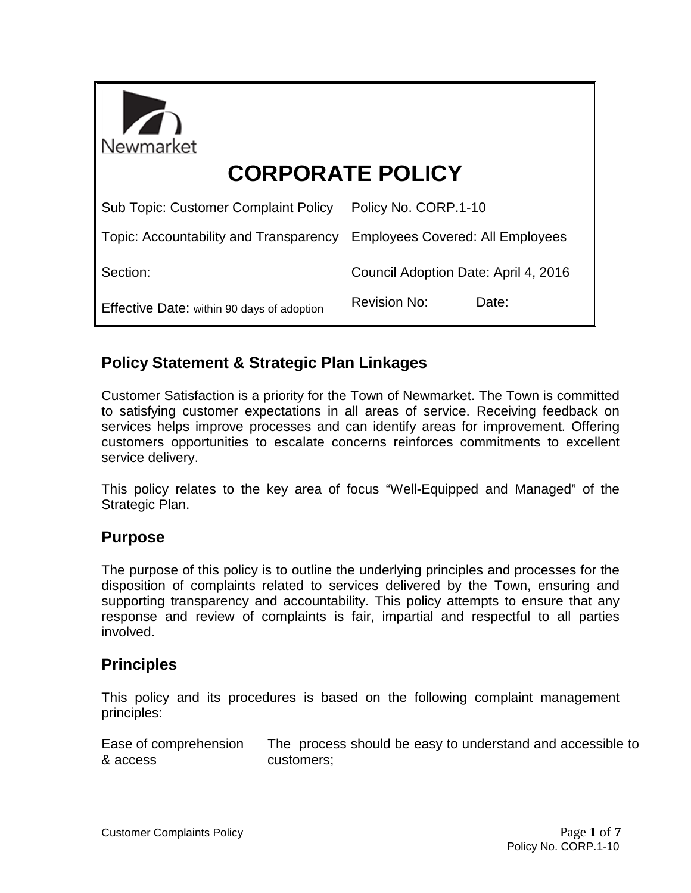Newmarket

# CORPORATE POLICY

| | |
|---|---|
| Sub Topic: Customer Complaint Policy | Policy No. CORP.1-10 |
| Topic: Accountability and Transparency | Employees Covered: All Employees |
| Section: | Council Adoption Date: April 4, 2016 |
| Effective Date: within 90 days of adoption | Revision No: Date: |

## Policy Statement & Strategic Plan Linkages

Customer Satisfaction is a priority for the Town of Newmarket. The Town is committed to satisfying customer expectations in all areas of service. Receiving feedback on services helps improve processes and can identify areas for improvement. Offering customers opportunities to escalate concerns reinforces commitments to excellent service delivery.

This policy relates to the key area of focus "Well-Equipped and Managed" of the Strategic Plan.

## Purpose

The purpose of this policy is to outline the underlying principles and processes for the disposition of complaints related to services delivered by the Town, ensuring and supporting transparency and accountability. This policy attempts to ensure that any response and review of complaints is fair, impartial and respectful to all parties involved.

## Principles

This policy and its procedures is based on the following complaint management principles:

| | |
|---|---|
| Ease of comprehension & access | The process should be easy to understand and accessible to customers; |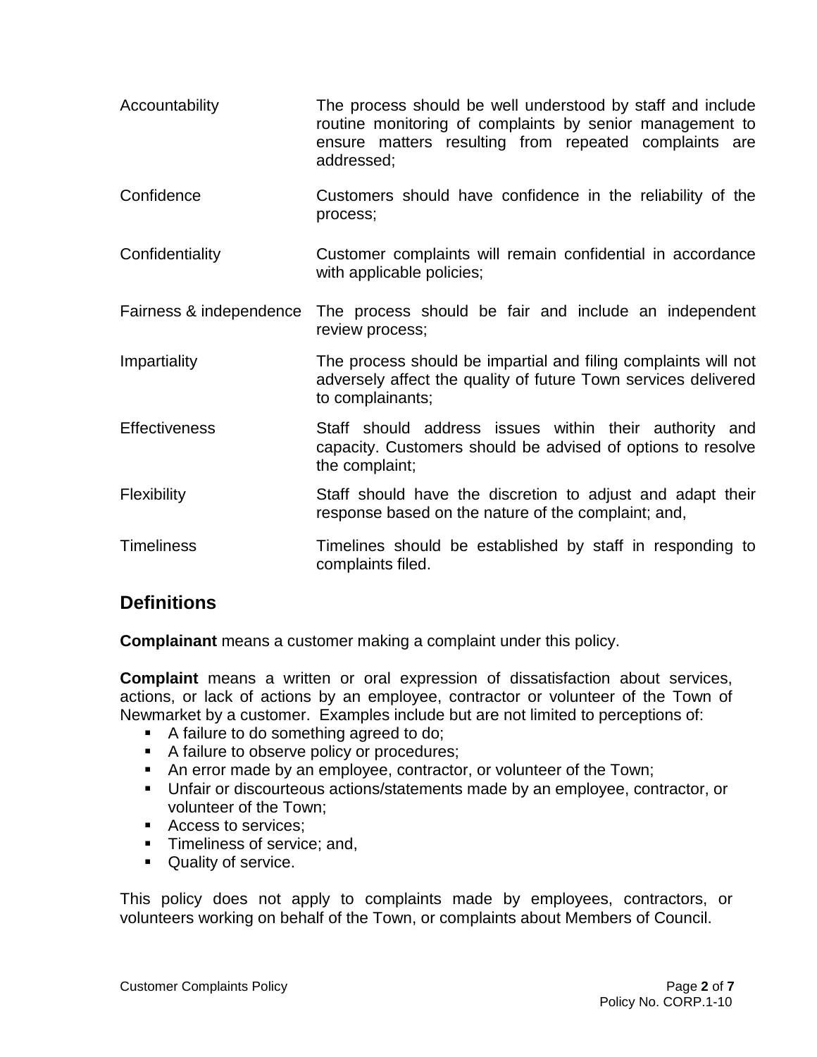| | |
|---|---|
| Accountability | The process should be well understood by staff and include routine monitoring of complaints by senior management to ensure matters resulting from repeated complaints are addressed; |
| Confidence | Customers should have confidence in the reliability of the process; |
| Confidentiality | Customer complaints will remain confidential in accordance with applicable policies; |
| Fairness & independence | The process should be fair and include an independent review process; |
| Impartiality | The process should be impartial and filing complaints will not adversely affect the quality of future Town services delivered to complainants; |
| Effectiveness | Staff should address issues within their authority and capacity. Customers should be advised of options to resolve the complaint; |
| Flexibility | Staff should have the discretion to adjust and adapt their response based on the nature of the complaint; and, |
| Timeliness | Timelines should be established by staff in responding to complaints filed. |

## Definitions

**Complainant** means a customer making a complaint under this policy.

**Complaint** means a written or oral expression of dissatisfaction about services, actions, or lack of actions by an employee, contractor or volunteer of the Town of Newmarket by a customer. Examples include but are not limited to perceptions of:

- A failure to do something agreed to do;
- A failure to observe policy or procedures;
- An error made by an employee, contractor, or volunteer of the Town;
- Unfair or discourteous actions/statements made by an employee, contractor, or volunteer of the Town;
- Access to services;
- Timeliness of service; and,
- Quality of service.

This policy does not apply to complaints made by employees, contractors, or volunteers working on behalf of the Town, or complaints about Members of Council.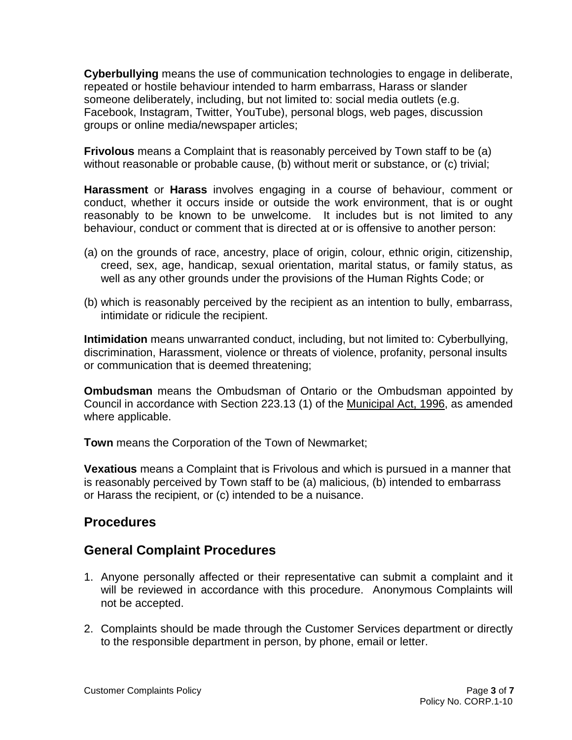**Cyberbullying** means the use of communication technologies to engage in deliberate, repeated or hostile behaviour intended to harm embarrass, Harass or slander someone deliberately, including, but not limited to: social media outlets (e.g. Facebook, Instagram, Twitter, YouTube), personal blogs, web pages, discussion groups or online media/newspaper articles;

**Frivolous** means a Complaint that is reasonably perceived by Town staff to be (a) without reasonable or probable cause, (b) without merit or substance, or (c) trivial;

**Harassment** or **Harass** involves engaging in a course of behaviour, comment or conduct, whether it occurs inside or outside the work environment, that is or ought reasonably to be known to be unwelcome. It includes but is not limited to any behaviour, conduct or comment that is directed at or is offensive to another person:

(a) on the grounds of race, ancestry, place of origin, colour, ethnic origin, citizenship, creed, sex, age, handicap, sexual orientation, marital status, or family status, as well as any other grounds under the provisions of the Human Rights Code; or

(b) which is reasonably perceived by the recipient as an intention to bully, embarrass, intimidate or ridicule the recipient.

**Intimidation** means unwarranted conduct, including, but not limited to: Cyberbullying, discrimination, Harassment, violence or threats of violence, profanity, personal insults or communication that is deemed threatening;

**Ombudsman** means the Ombudsman of Ontario or the Ombudsman appointed by Council in accordance with Section 223.13 (1) of the Municipal Act, 1996, as amended where applicable.

**Town** means the Corporation of the Town of Newmarket;

**Vexatious** means a Complaint that is Frivolous and which is pursued in a manner that is reasonably perceived by Town staff to be (a) malicious, (b) intended to embarrass or Harass the recipient, or (c) intended to be a nuisance.

## Procedures

## General Complaint Procedures

1. Anyone personally affected or their representative can submit a complaint and it will be reviewed in accordance with this procedure. Anonymous Complaints will not be accepted.

2. Complaints should be made through the Customer Services department or directly to the responsible department in person, by phone, email or letter.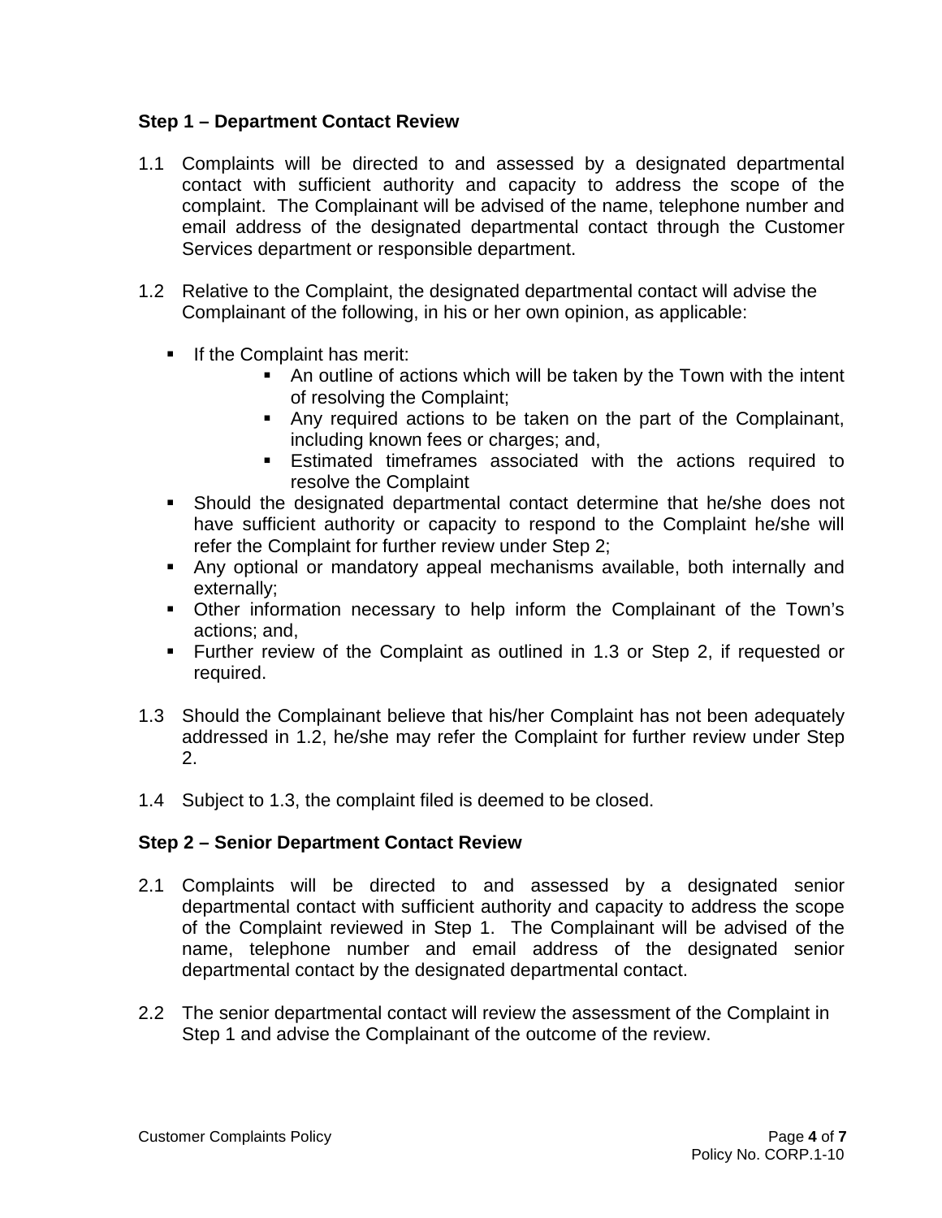**Step 1 – Department Contact Review**

1.1 Complaints will be directed to and assessed by a designated departmental contact with sufficient authority and capacity to address the scope of the complaint. The Complainant will be advised of the name, telephone number and email address of the designated departmental contact through the Customer Services department or responsible department.

1.2 Relative to the Complaint, the designated departmental contact will advise the Complainant of the following, in his or her own opinion, as applicable:

- If the Complaint has merit:
    - An outline of actions which will be taken by the Town with the intent of resolving the Complaint;
    - Any required actions to be taken on the part of the Complainant, including known fees or charges; and,
    - Estimated timeframes associated with the actions required to resolve the Complaint
- Should the designated departmental contact determine that he/she does not have sufficient authority or capacity to respond to the Complaint he/she will refer the Complaint for further review under Step 2;
- Any optional or mandatory appeal mechanisms available, both internally and externally;
- Other information necessary to help inform the Complainant of the Town's actions; and,
- Further review of the Complaint as outlined in 1.3 or Step 2, if requested or required.

1.3 Should the Complainant believe that his/her Complaint has not been adequately addressed in 1.2, he/she may refer the Complaint for further review under Step 2.

1.4 Subject to 1.3, the complaint filed is deemed to be closed.

**Step 2 – Senior Department Contact Review**

2.1 Complaints will be directed to and assessed by a designated senior departmental contact with sufficient authority and capacity to address the scope of the Complaint reviewed in Step 1. The Complainant will be advised of the name, telephone number and email address of the designated senior departmental contact by the designated departmental contact.

2.2 The senior departmental contact will review the assessment of the Complaint in Step 1 and advise the Complainant of the outcome of the review.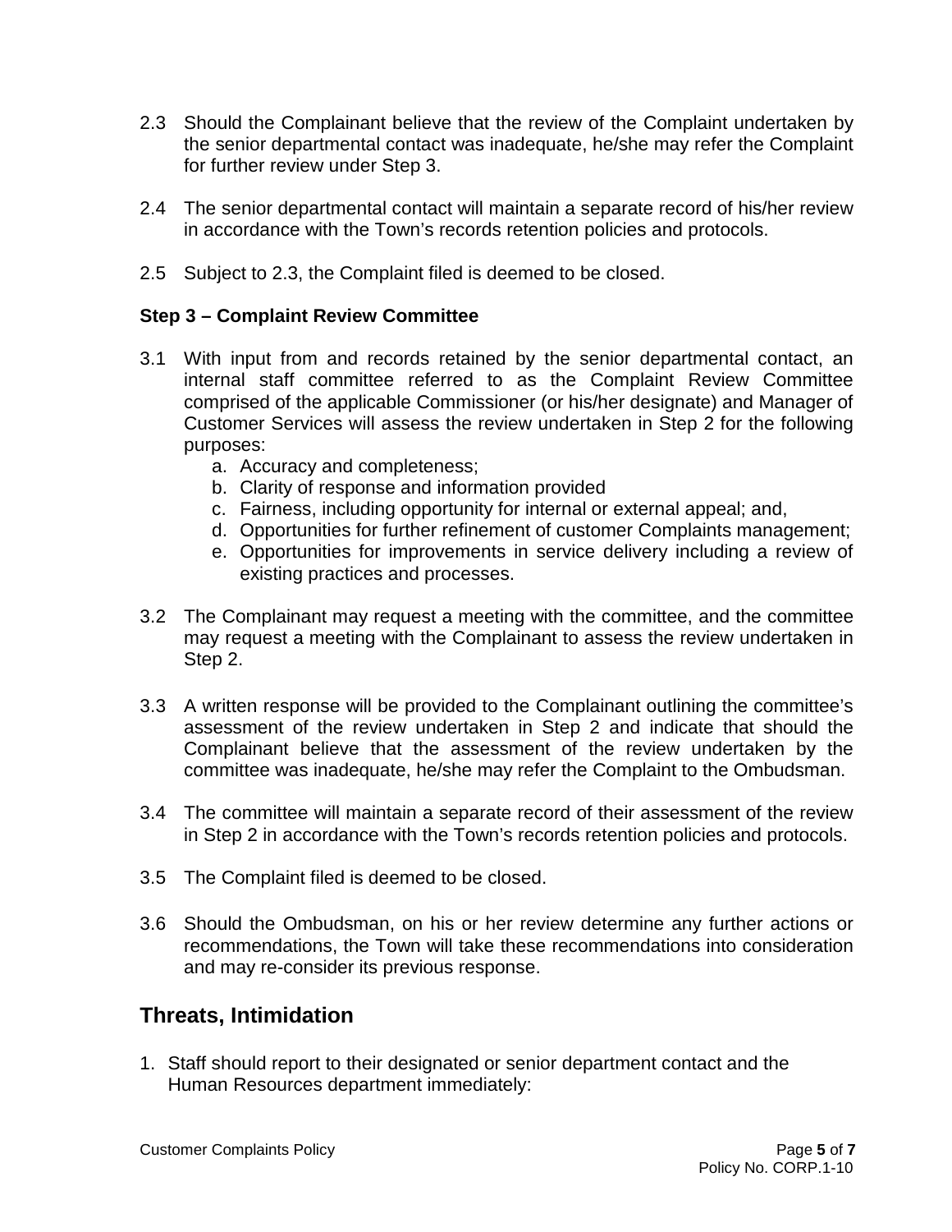2.3 Should the Complainant believe that the review of the Complaint undertaken by the senior departmental contact was inadequate, he/she may refer the Complaint for further review under Step 3.

2.4 The senior departmental contact will maintain a separate record of his/her review in accordance with the Town's records retention policies and protocols.

2.5 Subject to 2.3, the Complaint filed is deemed to be closed.

### Step 3 – Complaint Review Committee

3.1 With input from and records retained by the senior departmental contact, an internal staff committee referred to as the Complaint Review Committee comprised of the applicable Commissioner (or his/her designate) and Manager of Customer Services will assess the review undertaken in Step 2 for the following purposes:

   a. Accuracy and completeness;
   b. Clarity of response and information provided
   c. Fairness, including opportunity for internal or external appeal; and,
   d. Opportunities for further refinement of customer Complaints management;
   e. Opportunities for improvements in service delivery including a review of existing practices and processes.

3.2 The Complainant may request a meeting with the committee, and the committee may request a meeting with the Complainant to assess the review undertaken in Step 2.

3.3 A written response will be provided to the Complainant outlining the committee's assessment of the review undertaken in Step 2 and indicate that should the Complainant believe that the assessment of the review undertaken by the committee was inadequate, he/she may refer the Complaint to the Ombudsman.

3.4 The committee will maintain a separate record of their assessment of the review in Step 2 in accordance with the Town's records retention policies and protocols.

3.5 The Complaint filed is deemed to be closed.

3.6 Should the Ombudsman, on his or her review determine any further actions or recommendations, the Town will take these recommendations into consideration and may re-consider its previous response.

## Threats, Intimidation

1. Staff should report to their designated or senior department contact and the Human Resources department immediately: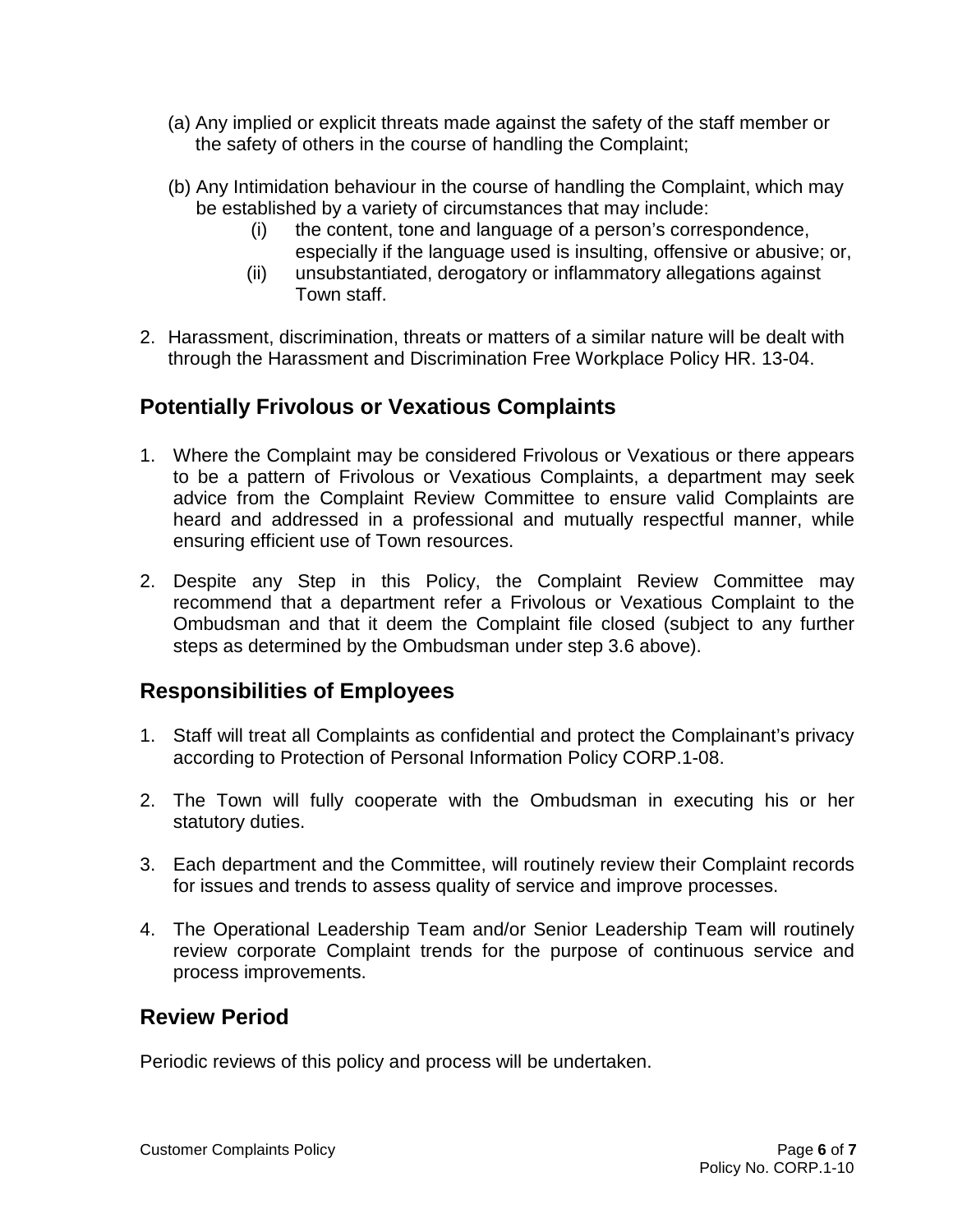(a) Any implied or explicit threats made against the safety of the staff member or the safety of others in the course of handling the Complaint;

(b) Any Intimidation behaviour in the course of handling the Complaint, which may be established by a variety of circumstances that may include:

   (i) the content, tone and language of a person's correspondence, especially if the language used is insulting, offensive or abusive; or,

   (ii) unsubstantiated, derogatory or inflammatory allegations against Town staff.

2. Harassment, discrimination, threats or matters of a similar nature will be dealt with through the Harassment and Discrimination Free Workplace Policy HR. 13-04.

## Potentially Frivolous or Vexatious Complaints

1. Where the Complaint may be considered Frivolous or Vexatious or there appears to be a pattern of Frivolous or Vexatious Complaints, a department may seek advice from the Complaint Review Committee to ensure valid Complaints are heard and addressed in a professional and mutually respectful manner, while ensuring efficient use of Town resources.

2. Despite any Step in this Policy, the Complaint Review Committee may recommend that a department refer a Frivolous or Vexatious Complaint to the Ombudsman and that it deem the Complaint file closed (subject to any further steps as determined by the Ombudsman under step 3.6 above).

## Responsibilities of Employees

1. Staff will treat all Complaints as confidential and protect the Complainant's privacy according to Protection of Personal Information Policy CORP.1-08.

2. The Town will fully cooperate with the Ombudsman in executing his or her statutory duties.

3. Each department and the Committee, will routinely review their Complaint records for issues and trends to assess quality of service and improve processes.

4. The Operational Leadership Team and/or Senior Leadership Team will routinely review corporate Complaint trends for the purpose of continuous service and process improvements.

## Review Period

Periodic reviews of this policy and process will be undertaken.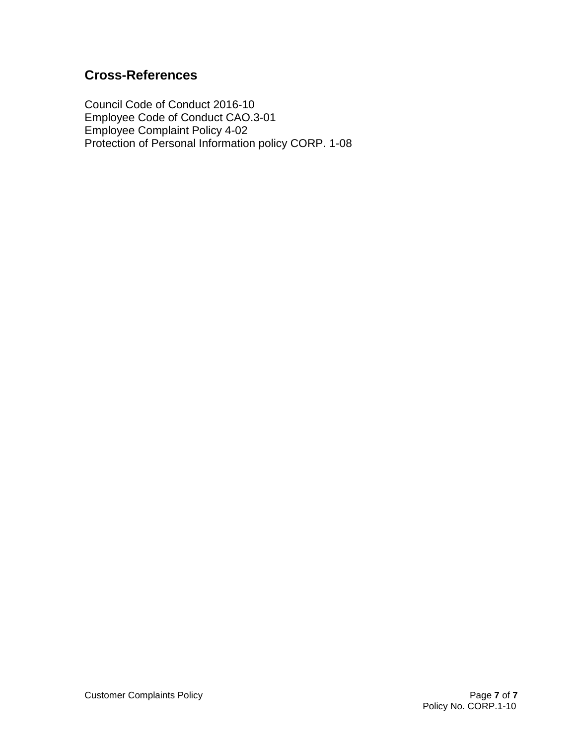## Cross-References

Council Code of Conduct 2016-10
Employee Code of Conduct CAO.3-01
Employee Complaint Policy 4-02
Protection of Personal Information policy CORP. 1-08